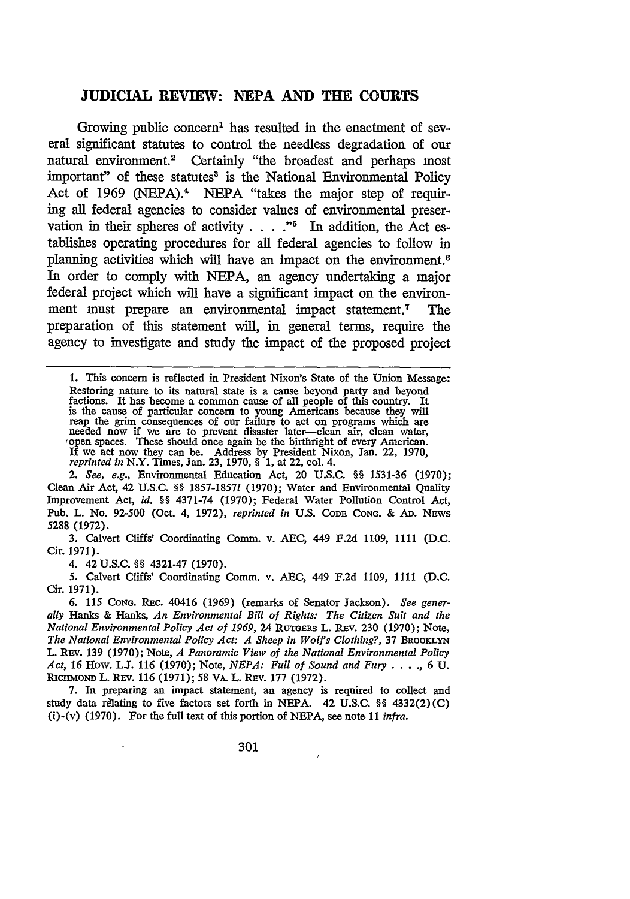# JUDICIAL REVIEW: NEPA AND THE COURTS

Growing public concern[1] has resulted in the enactment of several significant statutes to control the needless degradation of our natural environment.[2] Certainly "the broadest and perhaps most important" of these statutes[3] is the National Environmental Policy Act of 1969 (NEPA).[4] NEPA "takes the major step of requiring all federal agencies to consider values of environmental preservation in their spheres of activity . . . ."[5] In addition, the Act establishes operating procedures for all federal agencies to follow in planning activities which will have an impact on the environment.[6] In order to comply with NEPA, an agency undertaking a major federal project which will have a significant impact on the environment must prepare an environmental impact statement.[7] The preparation of this statement will, in general terms, require the agency to investigate and study the impact of the proposed project

---

1. This concern is reflected in President Nixon's State of the Union Message:

   Restoring nature to its natural state is a cause beyond party and beyond factions. It has become a common cause of all people of this country. It is the cause of particular concern to young Americans because they will reap the grim consequences of our failure to act on programs which are needed now if we are to prevent disaster later—clean air, clean water, open spaces. These should once again be the birthright of every American. If we act now they can be. Address by President Nixon, Jan. 22, 1970, *reprinted in* N.Y. Times, Jan. 23, 1970, § 1, at 22, col. 4.

2. *See, e.g.*, Environmental Education Act, 20 U.S.C. §§ 1531-36 (1970); Clean Air Act, 42 U.S.C. §§ 1857-1857*l* (1970); Water and Environmental Quality Improvement Act, *id.* §§ 4371-74 (1970); Federal Water Pollution Control Act, Pub. L. No. 92-500 (Oct. 4, 1972), *reprinted in* U.S. CODE CONG. & AD. NEWS 5288 (1972).

3. Calvert Cliffs' Coordinating Comm. v. AEC, 449 F.2d 1109, 1111 (D.C. Cir. 1971).

4. 42 U.S.C. §§ 4321-47 (1970).

5. Calvert Cliffs' Coordinating Comm. v. AEC, 449 F.2d 1109, 1111 (D.C. Cir. 1971).

6. 115 CONG. REC. 40416 (1969) (remarks of Senator Jackson). *See generally* Hanks & Hanks, *An Environmental Bill of Rights: The Citizen Suit and the National Environmental Policy Act of 1969*, 24 RUTGERS L. REV. 230 (1970); Note, *The National Environmental Policy Act: A Sheep in Wolf's Clothing?*, 37 BROOKLYN L. REV. 139 (1970); Note, *A Panoramic View of the National Environmental Policy Act*, 16 HOW. L.J. 116 (1970); Note, *NEPA: Full of Sound and Fury . . . .*, 6 U. RICHMOND L. REV. 116 (1971); 58 VA. L. REV. 177 (1972).

7. In preparing an impact statement, an agency is required to collect and study data relating to five factors set forth in NEPA. 42 U.S.C. §§ 4332(2)(C) (i)-(v) (1970). For the full text of this portion of NEPA, see note 11 *infra*.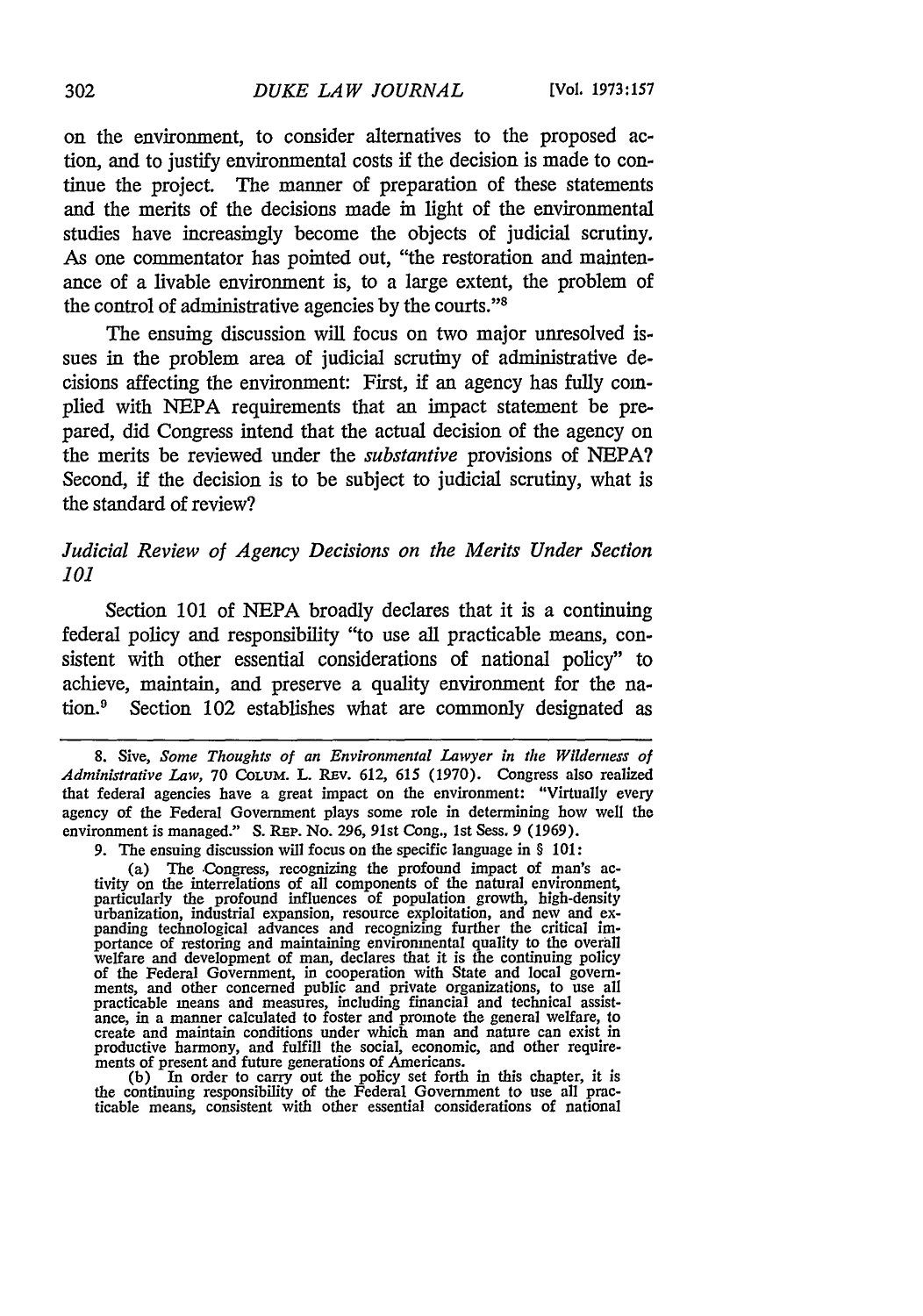on the environment, to consider alternatives to the proposed action, and to justify environmental costs if the decision is made to continue the project. The manner of preparation of these statements and the merits of the decisions made in light of the environmental studies have increasingly become the objects of judicial scrutiny. As one commentator has pointed out, "the restoration and maintenance of a livable environment is, to a large extent, the problem of the control of administrative agencies by the courts."[8]

The ensuing discussion will focus on two major unresolved issues in the problem area of judicial scrutiny of administrative decisions affecting the environment: First, if an agency has fully complied with NEPA requirements that an impact statement be prepared, did Congress intend that the actual decision of the agency on the merits be reviewed under the *substantive* provisions of NEPA? Second, if the decision is to be subject to judicial scrutiny, what is the standard of review?

### *Judicial Review of Agency Decisions on the Merits Under Section 101*

Section 101 of NEPA broadly declares that it is a continuing federal policy and responsibility "to use all practicable means, consistent with other essential considerations of national policy" to achieve, maintain, and preserve a quality environment for the nation.[9] Section 102 establishes what are commonly designated as

---

8. Sive, *Some Thoughts of an Environmental Lawyer in the Wilderness of Administrative Law*, 70 COLUM. L. REV. 612, 615 (1970). Congress also realized that federal agencies have a great impact on the environment: "Virtually every agency of the Federal Government plays some role in determining how well the environment is managed." S. REP. No. 296, 91st Cong., 1st Sess. 9 (1969).

9. The ensuing discussion will focus on the specific language in § 101:

> (a) The Congress, recognizing the profound impact of man's activity on the interrelations of all components of the natural environment, particularly the profound influences of population growth, high-density urbanization, industrial expansion, resource exploitation, and new and expanding technological advances and recognizing further the critical importance of restoring and maintaining environmental quality to the overall welfare and development of man, declares that it is the continuing policy of the Federal Government, in cooperation with State and local governments, and other concerned public and private organizations, to use all practicable means and measures, including financial and technical assistance, in a manner calculated to foster and promote the general welfare, to create and maintain conditions under which man and nature can exist in productive harmony, and fulfill the social, economic, and other requirements of present and future generations of Americans.
>
> (b) In order to carry out the policy set forth in this chapter, it is the continuing responsibility of the Federal Government to use all practicable means, consistent with other essential considerations of national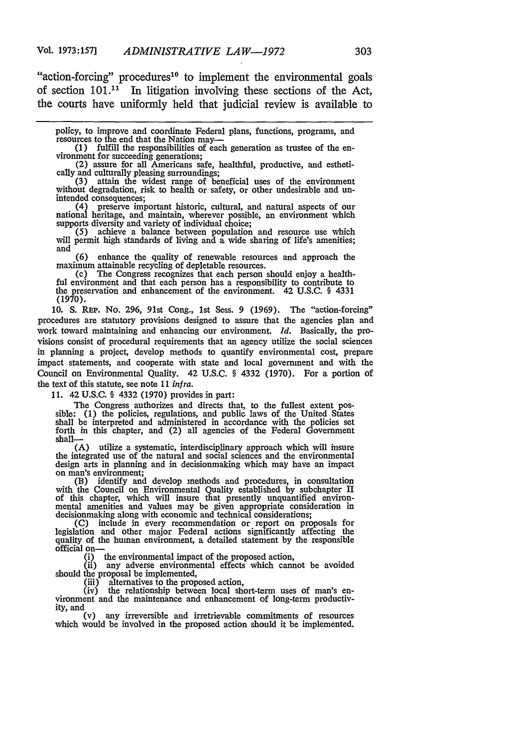"action-forcing" procedures[10] to implement the environmental goals of section 101.[11] In litigation involving these sections of the Act, the courts have uniformly held that judicial review is available to

---

policy, to improve and coordinate Federal plans, functions, programs, and resources to the end that the Nation may—

(1) fulfill the responsibilities of each generation as trustee of the environment for succeeding generations;

(2) assure for all Americans safe, healthful, productive, and esthetically and culturally pleasing surroundings;

(3) attain the widest range of beneficial uses of the environment without degradation, risk to health or safety, or other undesirable and unintended consequences;

(4) preserve important historic, cultural, and natural aspects of our national heritage, and maintain, wherever possible, an environment which supports diversity and variety of individual choice;

(5) achieve a balance between population and resource use which will permit high standards of living and a wide sharing of life's amenities; and

(6) enhance the quality of renewable resources and approach the maximum attainable recycling of depletable resources.

(c) The Congress recognizes that each person should enjoy a healthful environment and that each person has a responsibility to contribute to the preservation and enhancement of the environment. 42 U.S.C. § 4331 (1970).

10. S. REP. No. 296, 91st Cong., 1st Sess. 9 (1969). The "action-forcing" procedures are statutory provisions designed to assure that the agencies plan and work toward maintaining and enhancing our environment. *Id.* Basically, the provisions consist of procedural requirements that an agency utilize the social sciences in planning a project, develop methods to quantify environmental cost, prepare impact statements, and cooperate with state and local government and with the Council on Environmental Quality. 42 U.S.C. § 4332 (1970). For a portion of the text of this statute, see note 11 *infra*.

11. 42 U.S.C. § 4332 (1970) provides in part:

The Congress authorizes and directs that, to the fullest extent possible: (1) the policies, regulations, and public laws of the United States shall be interpreted and administered in accordance with the policies set forth in this chapter, and (2) all agencies of the Federal Government shall—

(A) utilize a systematic, interdisciplinary approach which will insure the integrated use of the natural and social sciences and the environmental design arts in planning and in decisionmaking which may have an impact on man's environment;

(B) identify and develop methods and procedures, in consultation with the Council on Environmental Quality established by subchapter II of this chapter, which will insure that presently unquantified environmental amenities and values may be given appropriate consideration in decisionmaking along with economic and technical considerations;

(C) include in every recommendation or report on proposals for legislation and other major Federal actions significantly affecting the quality of the human environment, a detailed statement by the responsible official on—

(i) the environmental impact of the proposed action,

(ii) any adverse environmental effects which cannot be avoided should the proposal be implemented,

(iii) alternatives to the proposed action,

(iv) the relationship between local short-term uses of man's environment and the maintenance and enhancement of long-term productivity, and

(v) any irreversible and irretrievable commitments of resources which would be involved in the proposed action should it be implemented.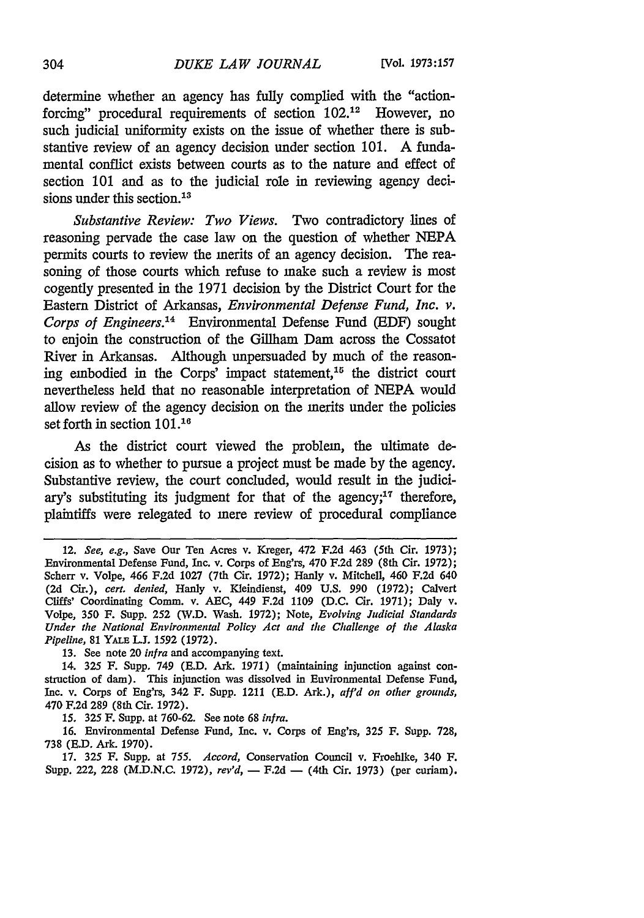determine whether an agency has fully complied with the "action-forcing" procedural requirements of section 102.[12] However, no such judicial uniformity exists on the issue of whether there is substantive review of an agency decision under section 101. A fundamental conflict exists between courts as to the nature and effect of section 101 and as to the judicial role in reviewing agency decisions under this section.[13]

*Substantive Review: Two Views.* Two contradictory lines of reasoning pervade the case law on the question of whether NEPA permits courts to review the merits of an agency decision. The reasoning of those courts which refuse to make such a review is most cogently presented in the 1971 decision by the District Court for the Eastern District of Arkansas, *Environmental Defense Fund, Inc. v. Corps of Engineers.*[14] Environmental Defense Fund (EDF) sought to enjoin the construction of the Gillham Dam across the Cossatot River in Arkansas. Although unpersuaded by much of the reasoning embodied in the Corps' impact statement,[15] the district court nevertheless held that no reasonable interpretation of NEPA would allow review of the agency decision on the merits under the policies set forth in section 101.[16]

As the district court viewed the problem, the ultimate decision as to whether to pursue a project must be made by the agency. Substantive review, the court concluded, would result in the judiciary's substituting its judgment for that of the agency;[17] therefore, plaintiffs were relegated to mere review of procedural compliance

---

12. *See, e.g.,* Save Our Ten Acres v. Kreger, 472 F.2d 463 (5th Cir. 1973); Environmental Defense Fund, Inc. v. Corps of Eng'rs, 470 F.2d 289 (8th Cir. 1972); Scherr v. Volpe, 466 F.2d 1027 (7th Cir. 1972); Hanly v. Mitchell, 460 F.2d 640 (2d Cir.), *cert. denied,* Hanly v. Kleindienst, 409 U.S. 990 (1972); Calvert Cliffs' Coordinating Comm. v. AEC, 449 F.2d 1109 (D.C. Cir. 1971); Daly v. Volpe, 350 F. Supp. 252 (W.D. Wash. 1972); Note, *Evolving Judicial Standards Under the National Environmental Policy Act and the Challenge of the Alaska Pipeline,* 81 YALE L.J. 1592 (1972).

13. See note 20 *infra* and accompanying text.

14. 325 F. Supp. 749 (E.D. Ark. 1971) (maintaining injunction against construction of dam). This injunction was dissolved in Environmental Defense Fund, Inc. v. Corps of Eng'rs, 342 F. Supp. 1211 (E.D. Ark.), *aff'd on other grounds,* 470 F.2d 289 (8th Cir. 1972).

15. 325 F. Supp. at 760-62. See note 68 *infra.*

16. Environmental Defense Fund, Inc. v. Corps of Eng'rs, 325 F. Supp. 728, 738 (E.D. Ark. 1970).

17. 325 F. Supp. at 755. *Accord,* Conservation Council v. Froehlke, 340 F. Supp. 222, 228 (M.D.N.C. 1972), *rev'd,* — F.2d — (4th Cir. 1973) (per curiam).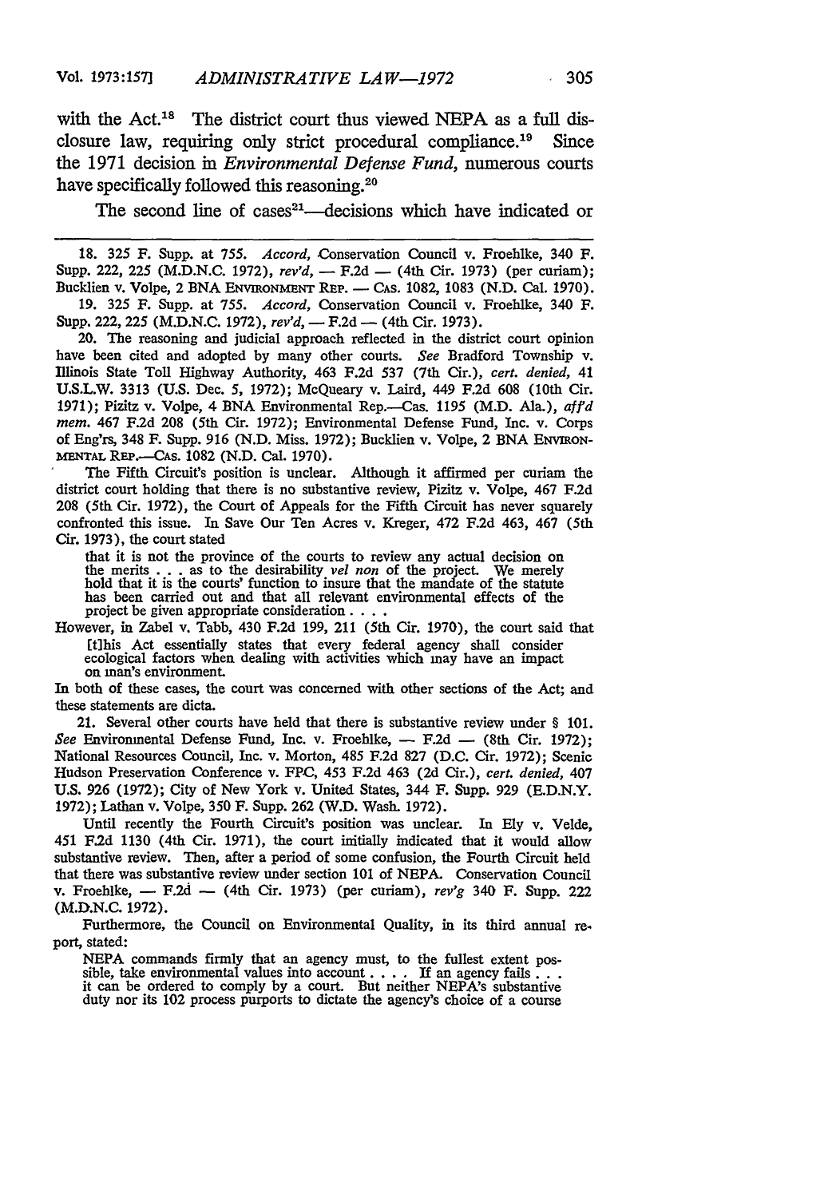with the Act.[18] The district court thus viewed NEPA as a full disclosure law, requiring only strict procedural compliance.[19] Since the 1971 decision in *Environmental Defense Fund*, numerous courts have specifically followed this reasoning.[20]

The second line of cases[21]—decisions which have indicated or

---

18. 325 F. Supp. at 755. *Accord,* Conservation Council v. Froehlke, 340 F. Supp. 222, 225 (M.D.N.C. 1972), *rev'd,* — F.2d — (4th Cir. 1973) (per curiam); Bucklien v. Volpe, 2 BNA ENVIRONMENT REP. — CAS. 1082, 1083 (N.D. Cal. 1970).

19. 325 F. Supp. at 755. *Accord,* Conservation Council v. Froehlke, 340 F. Supp. 222, 225 (M.D.N.C. 1972), *rev'd,* — F.2d — (4th Cir. 1973).

20. The reasoning and judicial approach reflected in the district court opinion have been cited and adopted by many other courts. *See* Bradford Township v. Illinois State Toll Highway Authority, 463 F.2d 537 (7th Cir.), *cert. denied,* 41 U.S.L.W. 3313 (U.S. Dec. 5, 1972); McQueary v. Laird, 449 F.2d 608 (10th Cir. 1971); Pizitz v. Volpe, 4 BNA Environmental Rep.—Cas. 1195 (M.D. Ala.), *aff'd mem.* 467 F.2d 208 (5th Cir. 1972); Environmental Defense Fund, Inc. v. Corps of Eng'rs, 348 F. Supp. 916 (N.D. Miss. 1972); Bucklien v. Volpe, 2 BNA ENVIRONMENTAL REP.—CAS. 1082 (N.D. Cal. 1970).

The Fifth Circuit's position is unclear. Although it affirmed per curiam the district court holding that there is no substantive review, Pizitz v. Volpe, 467 F.2d 208 (5th Cir. 1972), the Court of Appeals for the Fifth Circuit has never squarely confronted this issue. In Save Our Ten Acres v. Kreger, 472 F.2d 463, 467 (5th Cir. 1973), the court stated

> that it is not the province of the courts to review any actual decision on the merits . . . as to the desirability *vel non* of the project. We merely hold that it is the courts' function to insure that the mandate of the statute has been carried out and that all relevant environmental effects of the project be given appropriate consideration . . . .

However, in Zabel v. Tabb, 430 F.2d 199, 211 (5th Cir. 1970), the court said that

> [t]his Act essentially states that every federal agency shall consider ecological factors when dealing with activities which may have an impact on man's environment.

In both of these cases, the court was concerned with other sections of the Act; and these statements are dicta.

21. Several other courts have held that there is substantive review under § 101. *See* Environmental Defense Fund, Inc. v. Froehlke, — F.2d — (8th Cir. 1972); National Resources Council, Inc. v. Morton, 485 F.2d 827 (D.C. Cir. 1972); Scenic Hudson Preservation Conference v. FPC, 453 F.2d 463 (2d Cir.), *cert. denied,* 407 U.S. 926 (1972); City of New York v. United States, 344 F. Supp. 929 (E.D.N.Y. 1972); Lathan v. Volpe, 350 F. Supp. 262 (W.D. Wash. 1972).

Until recently the Fourth Circuit's position was unclear. In Ely v. Velde, 451 F.2d 1130 (4th Cir. 1971), the court initially indicated that it would allow substantive review. Then, after a period of some confusion, the Fourth Circuit held that there was substantive review under section 101 of NEPA. Conservation Council v. Froehlke, — F.2d — (4th Cir. 1973) (per curiam), *rev'g* 340 F. Supp. 222 (M.D.N.C. 1972).

Furthermore, the Council on Environmental Quality, in its third annual report, stated:

> NEPA commands firmly that an agency must, to the fullest extent possible, take environmental values into account . . . . If an agency fails . . . it can be ordered to comply by a court. But neither NEPA's substantive duty nor its 102 process purports to dictate the agency's choice of a course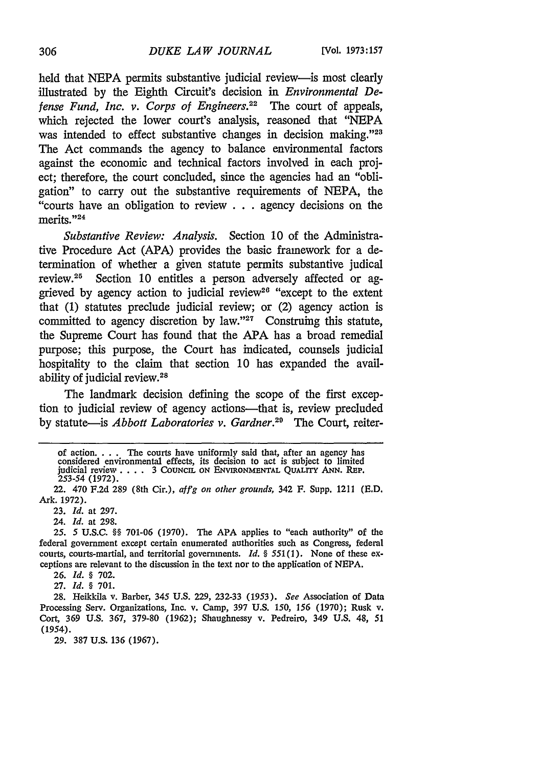held that NEPA permits substantive judicial review—is most clearly illustrated by the Eighth Circuit's decision in *Environmental Defense Fund, Inc. v. Corps of Engineers.*[22] The court of appeals, which rejected the lower court's analysis, reasoned that "NEPA was intended to effect substantive changes in decision making."[23] The Act commands the agency to balance environmental factors against the economic and technical factors involved in each project; therefore, the court concluded, since the agencies had an "obligation" to carry out the substantive requirements of NEPA, the "courts have an obligation to review . . . agency decisions on the merits."[24]

*Substantive Review: Analysis.* Section 10 of the Administrative Procedure Act (APA) provides the basic framework for a determination of whether a given statute permits substantive judical review.[25] Section 10 entitles a person adversely affected or aggrieved by agency action to judicial review[26] "except to the extent that (1) statutes preclude judicial review; or (2) agency action is committed to agency discretion by law."[27] Construing this statute, the Supreme Court has found that the APA has a broad remedial purpose; this purpose, the Court has indicated, counsels judicial hospitality to the claim that section 10 has expanded the availability of judicial review.[28]

The landmark decision defining the scope of the first exception to judicial review of agency actions—that is, review precluded by statute—is *Abbott Laboratories v. Gardner.*[29] The Court, reiter-

---

of action. . . . The courts have uniformly said that, after an agency has considered environmental effects, its decision to act is subject to limited judicial review . . . . 3 COUNCIL ON ENVIRONMENTAL QUALITY ANN. REP. 253-54 (1972).

22. 470 F.2d 289 (8th Cir.), *aff'g on other grounds,* 342 F. Supp. 1211 (E.D. Ark. 1972).

23. *Id.* at 297.

24. *Id.* at 298.

25. 5 U.S.C. §§ 701-06 (1970). The APA applies to "each authority" of the federal government except certain enumerated authorities such as Congress, federal courts, courts-martial, and territorial governments. *Id.* § 551(1). None of these exceptions are relevant to the discussion in the text nor to the application of NEPA.

26. *Id.* § 702.

27. *Id.* § 701.

28. Heikkila v. Barber, 345 U.S. 229, 232-33 (1953). *See* Association of Data Processing Serv. Organizations, Inc. v. Camp, 397 U.S. 150, 156 (1970); Rusk v. Cort, 369 U.S. 367, 379-80 (1962); Shaughnessy v. Pedreiro, 349 U.S. 48, 51 (1954).

29. 387 U.S. 136 (1967).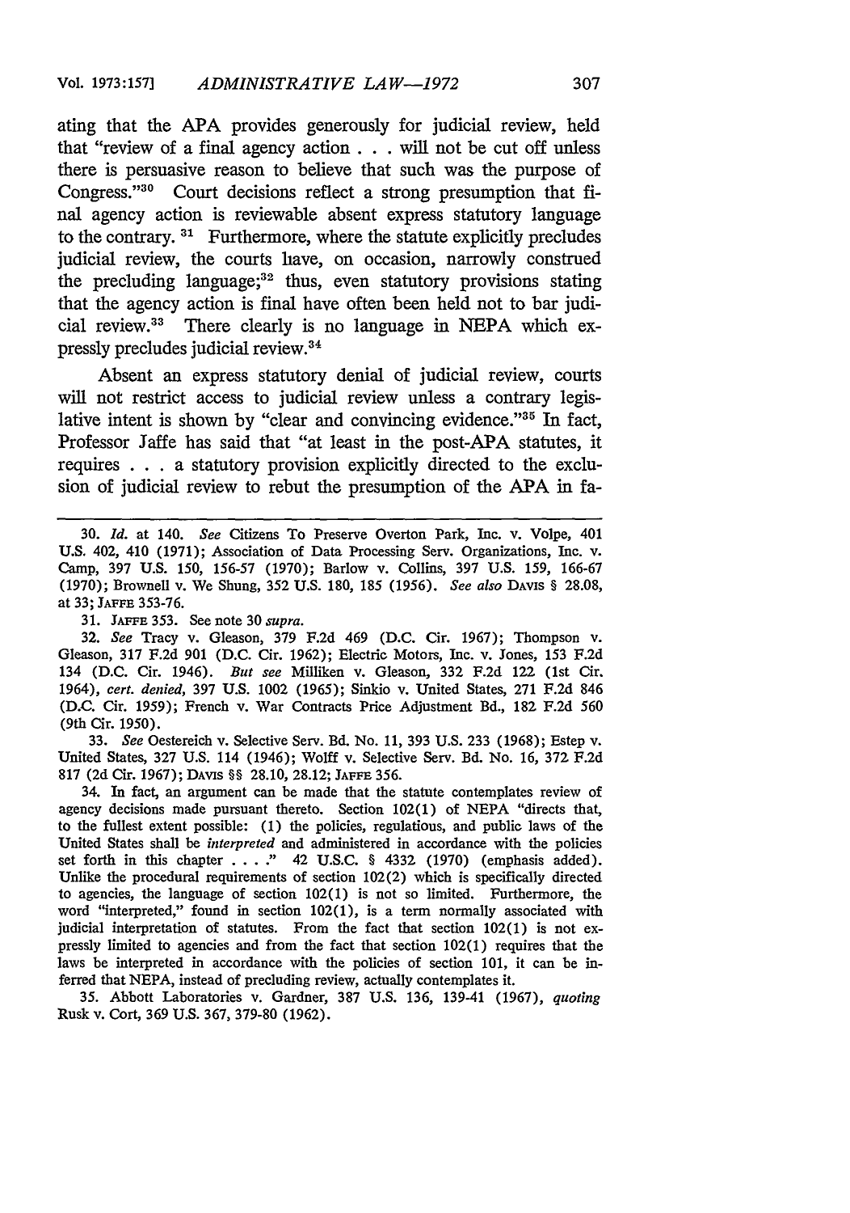ating that the APA provides generously for judicial review, held that "review of a final agency action . . . will not be cut off unless there is persuasive reason to believe that such was the purpose of Congress."[30] Court decisions reflect a strong presumption that final agency action is reviewable absent express statutory language to the contrary.[31] Furthermore, where the statute explicitly precludes judicial review, the courts have, on occasion, narrowly construed the precluding language;[32] thus, even statutory provisions stating that the agency action is final have often been held not to bar judicial review.[33] There clearly is no language in NEPA which expressly precludes judicial review.[34]

Absent an express statutory denial of judicial review, courts will not restrict access to judicial review unless a contrary legislative intent is shown by "clear and convincing evidence."[35] In fact, Professor Jaffe has said that "at least in the post-APA statutes, it requires . . . a statutory provision explicitly directed to the exclusion of judicial review to rebut the presumption of the APA in fa-

---

30. *Id.* at 140. *See* Citizens To Preserve Overton Park, Inc. v. Volpe, 401 U.S. 402, 410 (1971); Association of Data Processing Serv. Organizations, Inc. v. Camp, 397 U.S. 150, 156-57 (1970); Barlow v. Collins, 397 U.S. 159, 166-67 (1970); Brownell v. We Shung, 352 U.S. 180, 185 (1956). *See also* DAVIS § 28.08, at 33; JAFFE 353-76.

31. JAFFE 353. See note 30 *supra*.

32. *See* Tracy v. Gleason, 379 F.2d 469 (D.C. Cir. 1967); Thompson v. Gleason, 317 F.2d 901 (D.C. Cir. 1962); Electric Motors, Inc. v. Jones, 153 F.2d 134 (D.C. Cir. 1946). *But see* Milliken v. Gleason, 332 F.2d 122 (1st Cir. 1964), *cert. denied*, 397 U.S. 1002 (1965); Sinkio v. United States, 271 F.2d 846 (D.C. Cir. 1959); French v. War Contracts Price Adjustment Bd., 182 F.2d 560 (9th Cir. 1950).

33. *See* Oestereich v. Selective Serv. Bd. No. 11, 393 U.S. 233 (1968); Estep v. United States, 327 U.S. 114 (1946); Wolff v. Selective Serv. Bd. No. 16, 372 F.2d 817 (2d Cir. 1967); DAVIS §§ 28.10, 28.12; JAFFE 356.

34. In fact, an argument can be made that the statute contemplates review of agency decisions made pursuant thereto. Section 102(1) of NEPA "directs that, to the fullest extent possible: (1) the policies, regulations, and public laws of the United States shall be *interpreted* and administered in accordance with the policies set forth in this chapter . . . ." 42 U.S.C. § 4332 (1970) (emphasis added). Unlike the procedural requirements of section 102(2) which is specifically directed to agencies, the language of section 102(1) is not so limited. Furthermore, the word "interpreted," found in section 102(1), is a term normally associated with judicial interpretation of statutes. From the fact that section 102(1) is not expressly limited to agencies and from the fact that section 102(1) requires that the laws be interpreted in accordance with the policies of section 101, it can be inferred that NEPA, instead of precluding review, actually contemplates it.

35. Abbott Laboratories v. Gardner, 387 U.S. 136, 139-41 (1967), *quoting* Rusk v. Cort, 369 U.S. 367, 379-80 (1962).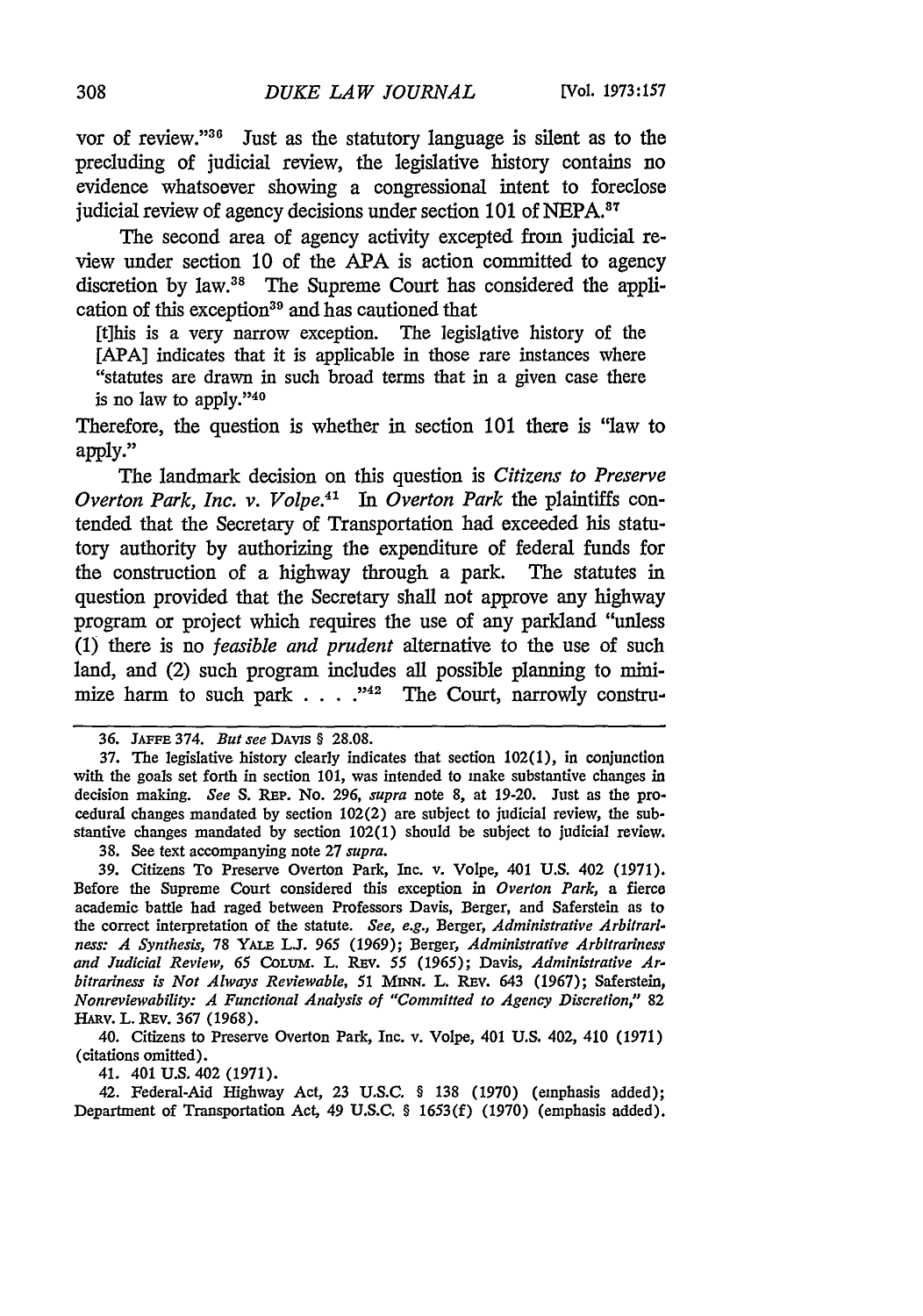vor of review."[36] Just as the statutory language is silent as to the precluding of judicial review, the legislative history contains no evidence whatsoever showing a congressional intent to foreclose judicial review of agency decisions under section 101 of NEPA.[37]

The second area of agency activity excepted from judicial review under section 10 of the APA is action committed to agency discretion by law.[38] The Supreme Court has considered the application of this exception[39] and has cautioned that

> [t]his is a very narrow exception. The legislative history of the [APA] indicates that it is applicable in those rare instances where "statutes are drawn in such broad terms that in a given case there is no law to apply."[40]

Therefore, the question is whether in section 101 there is "law to apply."

The landmark decision on this question is *Citizens to Preserve Overton Park, Inc. v. Volpe.*[41] In *Overton Park* the plaintiffs contended that the Secretary of Transportation had exceeded his statutory authority by authorizing the expenditure of federal funds for the construction of a highway through a park. The statutes in question provided that the Secretary shall not approve any highway program or project which requires the use of any parkland "unless (1) there is no *feasible and prudent* alternative to the use of such land, and (2) such program includes all possible planning to minimize harm to such park . . . ."[42] The Court, narrowly constru-

---

36. JAFFE 374. *But see* DAVIS § 28.08.

37. The legislative history clearly indicates that section 102(1), in conjunction with the goals set forth in section 101, was intended to make substantive changes in decision making. *See* S. REP. No. 296, *supra* note 8, at 19-20. Just as the procedural changes mandated by section 102(2) are subject to judicial review, the substantive changes mandated by section 102(1) should be subject to judicial review.

38. See text accompanying note 27 *supra*.

39. Citizens To Preserve Overton Park, Inc. v. Volpe, 401 U.S. 402 (1971). Before the Supreme Court considered this exception in *Overton Park*, a fierce academic battle had raged between Professors Davis, Berger, and Saferstein as to the correct interpretation of the statute. *See, e.g.*, Berger, *Administrative Arbitrariness: A Synthesis*, 78 YALE L.J. 965 (1969); Berger, *Administrative Arbitrariness and Judicial Review*, 65 COLUM. L. REV. 55 (1965); Davis, *Administrative Arbitrariness is Not Always Reviewable*, 51 MINN. L. REV. 643 (1967); Saferstein, *Nonreviewability: A Functional Analysis of "Committed to Agency Discretion,"* 82 HARV. L. REV. 367 (1968).

40. Citizens to Preserve Overton Park, Inc. v. Volpe, 401 U.S. 402, 410 (1971) (citations omitted).

41. 401 U.S. 402 (1971).

42. Federal-Aid Highway Act, 23 U.S.C. § 138 (1970) (emphasis added); Department of Transportation Act, 49 U.S.C. § 1653(f) (1970) (emphasis added).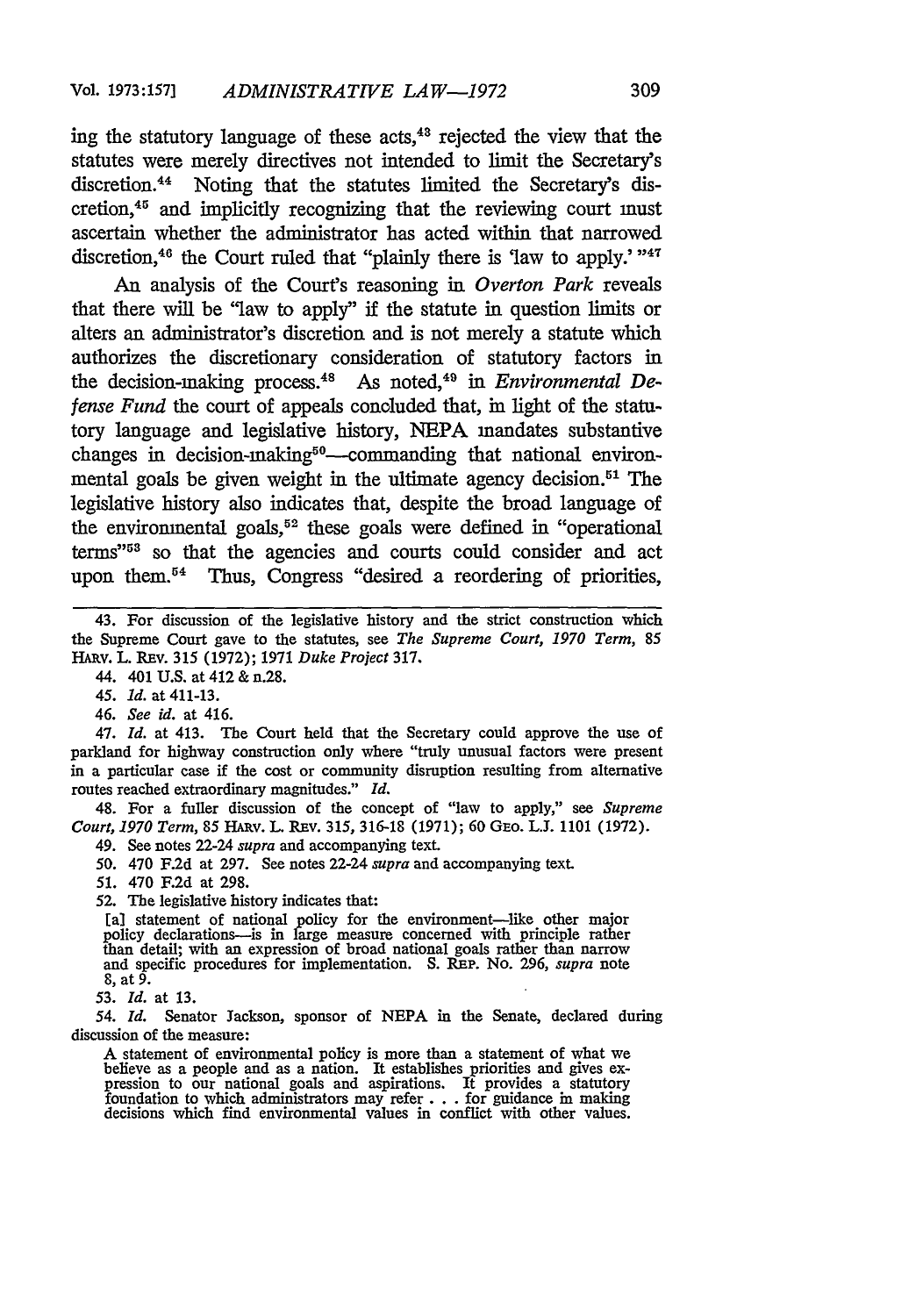ing the statutory language of these acts,[43] rejected the view that the statutes were merely directives not intended to limit the Secretary's discretion.[44] Noting that the statutes limited the Secretary's discretion,[45] and implicitly recognizing that the reviewing court must ascertain whether the administrator has acted within that narrowed discretion,[46] the Court ruled that "plainly there is 'law to apply.'"[47]

An analysis of the Court's reasoning in *Overton Park* reveals that there will be "law to apply" if the statute in question limits or alters an administrator's discretion and is not merely a statute which authorizes the discretionary consideration of statutory factors in the decision-making process.[48] As noted,[49] in *Environmental Defense Fund* the court of appeals concluded that, in light of the statutory language and legislative history, NEPA mandates substantive changes in decision-making[50]—commanding that national environmental goals be given weight in the ultimate agency decision.[51] The legislative history also indicates that, despite the broad language of the environmental goals,[52] these goals were defined in "operational terms"[53] so that the agencies and courts could consider and act upon them.[54] Thus, Congress "desired a reordering of priorities,

---

43. For discussion of the legislative history and the strict construction which the Supreme Court gave to the statutes, see *The Supreme Court, 1970 Term*, 85 HARV. L. REV. 315 (1972); 1971 *Duke Project* 317.

44. 401 U.S. at 412 & n.28.

45. *Id.* at 411-13.

46. *See id.* at 416.

47. *Id.* at 413. The Court held that the Secretary could approve the use of parkland for highway construction only where "truly unusual factors were present in a particular case if the cost or community disruption resulting from alternative routes reached extraordinary magnitudes." *Id.*

48. For a fuller discussion of the concept of "law to apply," see *Supreme Court, 1970 Term*, 85 HARV. L. REV. 315, 316-18 (1971); 60 GEO. L.J. 1101 (1972).

49. See notes 22-24 *supra* and accompanying text.

50. 470 F.2d at 297. See notes 22-24 *supra* and accompanying text.

51. 470 F.2d at 298.

52. The legislative history indicates that:

> [a] statement of national policy for the environment—like other major policy declarations—is in large measure concerned with principle rather than detail; with an expression of broad national goals rather than narrow and specific procedures for implementation. S. REP. No. 296, *supra* note 8, at 9.

53. *Id.* at 13.

54. *Id.* Senator Jackson, sponsor of NEPA in the Senate, declared during discussion of the measure:

> A statement of environmental policy is more than a statement of what we believe as a people and as a nation. It establishes priorities and gives expression to our national goals and aspirations. It provides a statutory foundation to which administrators may refer . . . for guidance in making decisions which find environmental values in conflict with other values.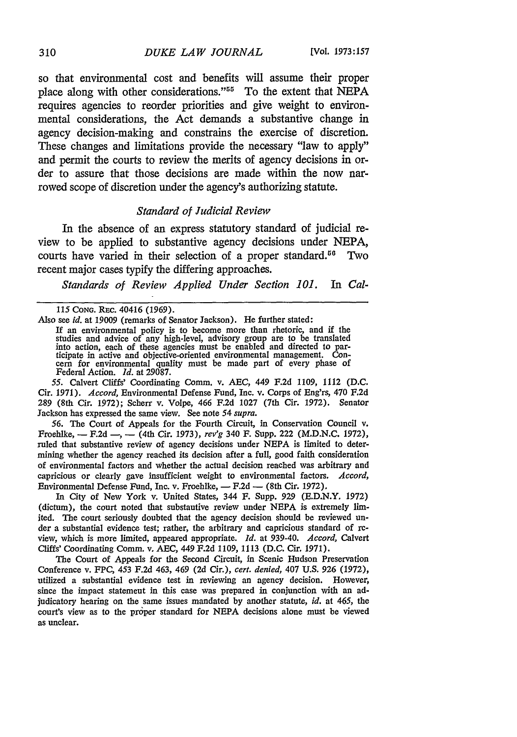so that environmental cost and benefits will assume their proper place along with other considerations."[55] To the extent that NEPA requires agencies to reorder priorities and give weight to environmental considerations, the Act demands a substantive change in agency decision-making and constrains the exercise of discretion. These changes and limitations provide the necessary "law to apply" and permit the courts to review the merits of agency decisions in order to assure that those decisions are made within the now narrowed scope of discretion under the agency's authorizing statute.

### *Standard of Judicial Review*

In the absence of an express statutory standard of judicial review to be applied to substantive agency decisions under NEPA, courts have varied in their selection of a proper standard.[56] Two recent major cases typify the differing approaches.

*Standards of Review Applied Under Section 101.* In *Cal-*

---

115 CONG. REC. 40416 (1969).

Also see *id.* at 19009 (remarks of Senator Jackson). He further stated:

> If an environmental policy is to become more than rhetoric, and if the studies and advice of any high-level, advisory group are to be translated into action, each of these agencies must be enabled and directed to participate in active and objective-oriented environmental management. Concern for environmental quality must be made part of every phase of Federal Action. *Id.* at 29087.

55. Calvert Cliffs' Coordinating Comm. v. AEC, 449 F.2d 1109, 1112 (D.C. Cir. 1971). *Accord,* Environmental Defense Fund, Inc. v. Corps of Eng'rs, 470 F.2d 289 (8th Cir. 1972); Scherr v. Volpe, 466 F.2d 1027 (7th Cir. 1972). Senator Jackson has expressed the same view. See note 54 *supra.*

56. The Court of Appeals for the Fourth Circuit, in Conservation Council v. Froehlke, — F.2d —, — (4th Cir. 1973), *rev'g* 340 F. Supp. 222 (M.D.N.C. 1972), ruled that substantive review of agency decisions under NEPA is limited to determining whether the agency reached its decision after a full, good faith consideration of environmental factors and whether the actual decision reached was arbitrary and capricious or clearly gave insufficient weight to environmental factors. *Accord,* Environmental Defense Fund, Inc. v. Froehlke, — F.2d — (8th Cir. 1972).

In City of New York v. United States, 344 F. Supp. 929 (E.D.N.Y. 1972) (dictum), the court noted that substantive review under NEPA is extremely limited. The court seriously doubted that the agency decision should be reviewed under a substantial evidence test; rather, the arbitrary and capricious standard of review, which is more limited, appeared appropriate. *Id.* at 939-40. *Accord,* Calvert Cliffs' Coordinating Comm. v. AEC, 449 F.2d 1109, 1113 (D.C. Cir. 1971).

The Court of Appeals for the Second Circuit, in Scenic Hudson Preservation Conference v. FPC, 453 F.2d 463, 469 (2d Cir.), *cert. denied,* 407 U.S. 926 (1972), utilized a substantial evidence test in reviewing an agency decision. However, since the impact statement in this case was prepared in conjunction with an adjudicatory hearing on the same issues mandated by another statute, *id.* at 465, the court's view as to the proper standard for NEPA decisions alone must be viewed as unclear.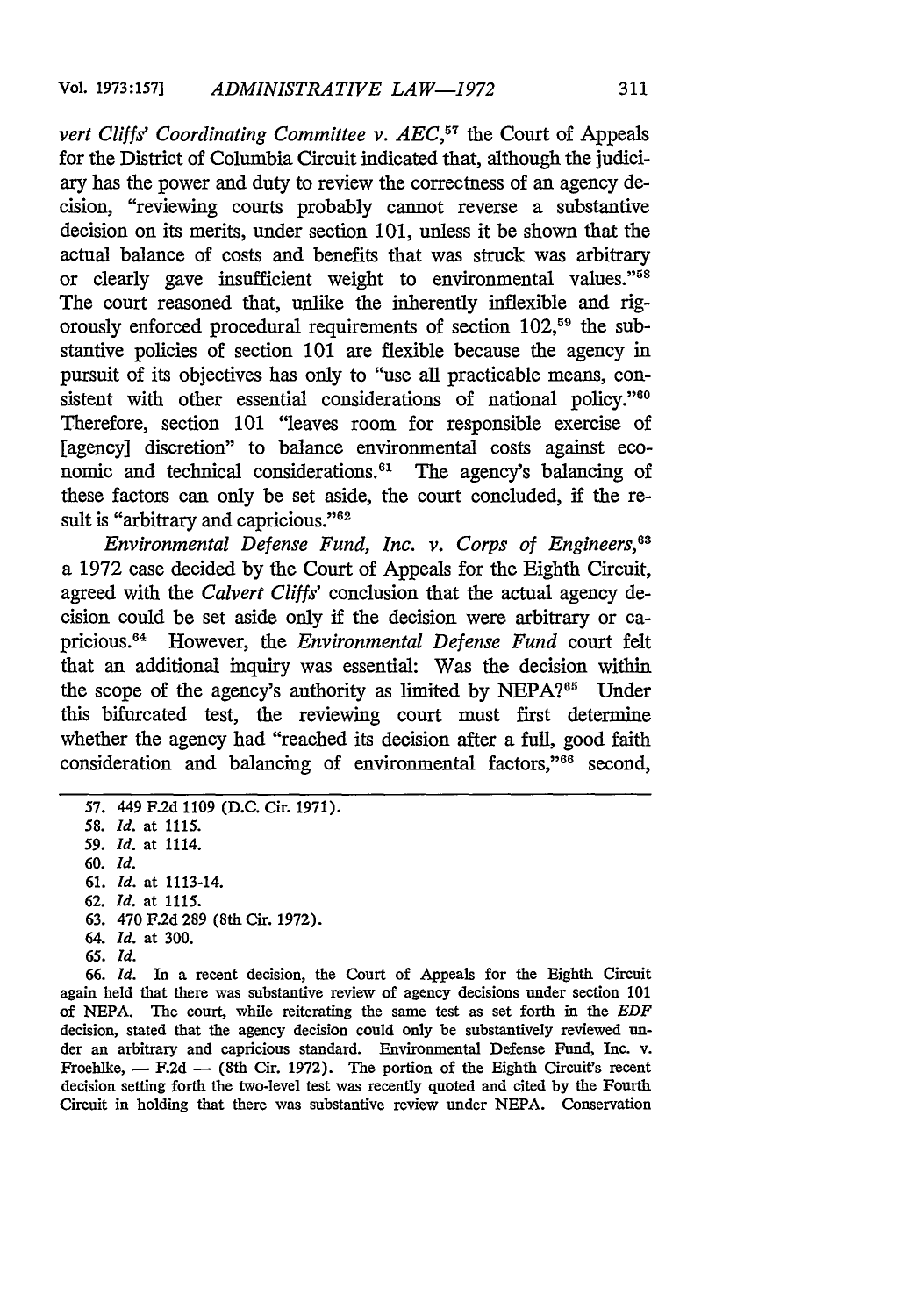*vert Cliffs' Coordinating Committee v. AEC*,[57] the Court of Appeals for the District of Columbia Circuit indicated that, although the judiciary has the power and duty to review the correctness of an agency decision, "reviewing courts probably cannot reverse a substantive decision on its merits, under section 101, unless it be shown that the actual balance of costs and benefits that was struck was arbitrary or clearly gave insufficient weight to environmental values."[58] The court reasoned that, unlike the inherently inflexible and rigorously enforced procedural requirements of section 102,[59] the substantive policies of section 101 are flexible because the agency in pursuit of its objectives has only to "use all practicable means, consistent with other essential considerations of national policy."[60] Therefore, section 101 "leaves room for responsible exercise of [agency] discretion" to balance environmental costs against economic and technical considerations.[61] The agency's balancing of these factors can only be set aside, the court concluded, if the result is "arbitrary and capricious."[62]

*Environmental Defense Fund, Inc. v. Corps of Engineers*,[63] a 1972 case decided by the Court of Appeals for the Eighth Circuit, agreed with the *Calvert Cliffs'* conclusion that the actual agency decision could be set aside only if the decision were arbitrary or capricious.[64] However, the *Environmental Defense Fund* court felt that an additional inquiry was essential: Was the decision within the scope of the agency's authority as limited by NEPA?[65] Under this bifurcated test, the reviewing court must first determine whether the agency had "reached its decision after a full, good faith consideration and balancing of environmental factors,"[66] second,

57. 449 F.2d 1109 (D.C. Cir. 1971).

58. *Id.* at 1115.

59. *Id.* at 1114.

60. *Id.*

61. *Id.* at 1113-14.

62. *Id.* at 1115.

63. 470 F.2d 289 (8th Cir. 1972).

64. *Id.* at 300.

65. *Id.*

66. *Id.* In a recent decision, the Court of Appeals for the Eighth Circuit again held that there was substantive review of agency decisions under section 101 of NEPA. The court, while reiterating the same test as set forth in the *EDF* decision, stated that the agency decision could only be substantively reviewed under an arbitrary and capricious standard. Environmental Defense Fund, Inc. v. Froehlke, — F.2d — (8th Cir. 1972). The portion of the Eighth Circuit's recent decision setting forth the two-level test was recently quoted and cited by the Fourth Circuit in holding that there was substantive review under NEPA. Conservation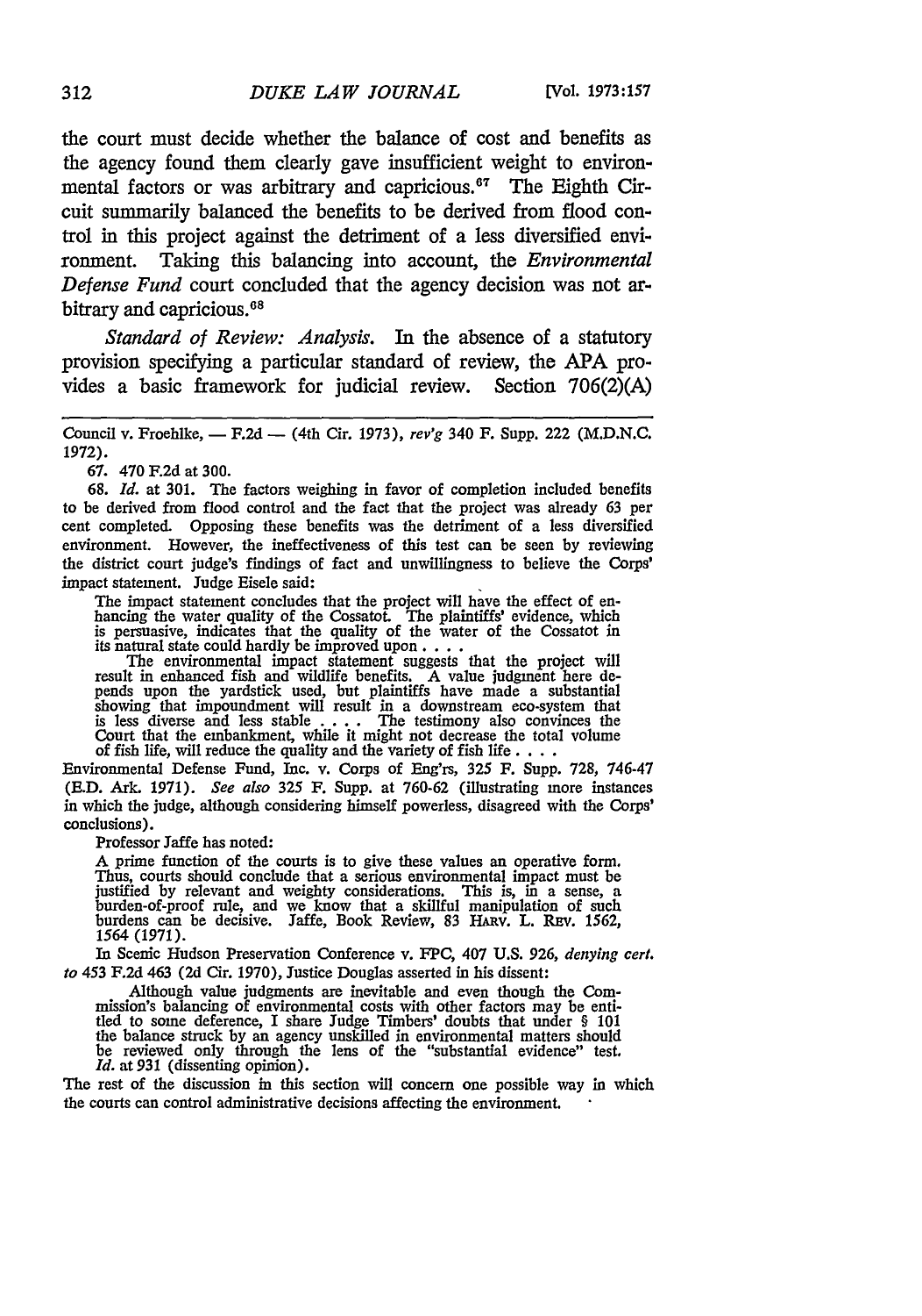the court must decide whether the balance of cost and benefits as the agency found them clearly gave insufficient weight to environmental factors or was arbitrary and capricious.[67] The Eighth Circuit summarily balanced the benefits to be derived from flood control in this project against the detriment of a less diversified environment. Taking this balancing into account, the *Environmental Defense Fund* court concluded that the agency decision was not arbitrary and capricious.[68]

*Standard of Review: Analysis.* In the absence of a statutory provision specifying a particular standard of review, the APA provides a basic framework for judicial review. Section 706(2)(A)

---

Council v. Froehlke, — F.2d — (4th Cir. 1973), *rev'g* 340 F. Supp. 222 (M.D.N.C. 1972).

67. 470 F.2d at 300.

68. *Id.* at 301. The factors weighing in favor of completion included benefits to be derived from flood control and the fact that the project was already 63 per cent completed. Opposing these benefits was the detriment of a less diversified environment. However, the ineffectiveness of this test can be seen by reviewing the district court judge's findings of fact and unwillingness to believe the Corps' impact statement. Judge Eisele said:

> The impact statement concludes that the project will have the effect of enhancing the water quality of the Cossatot. The plaintiffs' evidence, which is persuasive, indicates that the quality of the water of the Cossatot in its natural state could hardly be improved upon . . . .
>
> The environmental impact statement suggests that the project will result in enhanced fish and wildlife benefits. A value judgment here depends upon the yardstick used, but plaintiffs have made a substantial showing that impoundment will result in a downstream eco-system that is less diverse and less stable . . . . The testimony also convinces the Court that the embankment, while it might not decrease the total volume of fish life, will reduce the quality and the variety of fish life . . . .

Environmental Defense Fund, Inc. v. Corps of Eng'rs, 325 F. Supp. 728, 746-47 (E.D. Ark. 1971). *See also* 325 F. Supp. at 760-62 (illustrating more instances in which the judge, although considering himself powerless, disagreed with the Corps' conclusions).

Professor Jaffe has noted:

> A prime function of the courts is to give these values an operative form. Thus, courts should conclude that a serious environmental impact must be justified by relevant and weighty considerations. This is, in a sense, a burden-of-proof rule, and we know that a skillful manipulation of such burdens can be decisive. Jaffe, Book Review, 83 HARV. L. REV. 1562, 1564 (1971).

In Scenic Hudson Preservation Conference v. FPC, 407 U.S. 926, *denying cert. to* 453 F.2d 463 (2d Cir. 1970), Justice Douglas asserted in his dissent:

> Although value judgments are inevitable and even though the Commission's balancing of environmental costs with other factors may be entitled to some deference, I share Judge Timbers' doubts that under § 101 the balance struck by an agency unskilled in environmental matters should be reviewed only through the lens of the "substantial evidence" test. *Id.* at 931 (dissenting opinion).

The rest of the discussion in this section will concern one possible way in which the courts can control administrative decisions affecting the environment.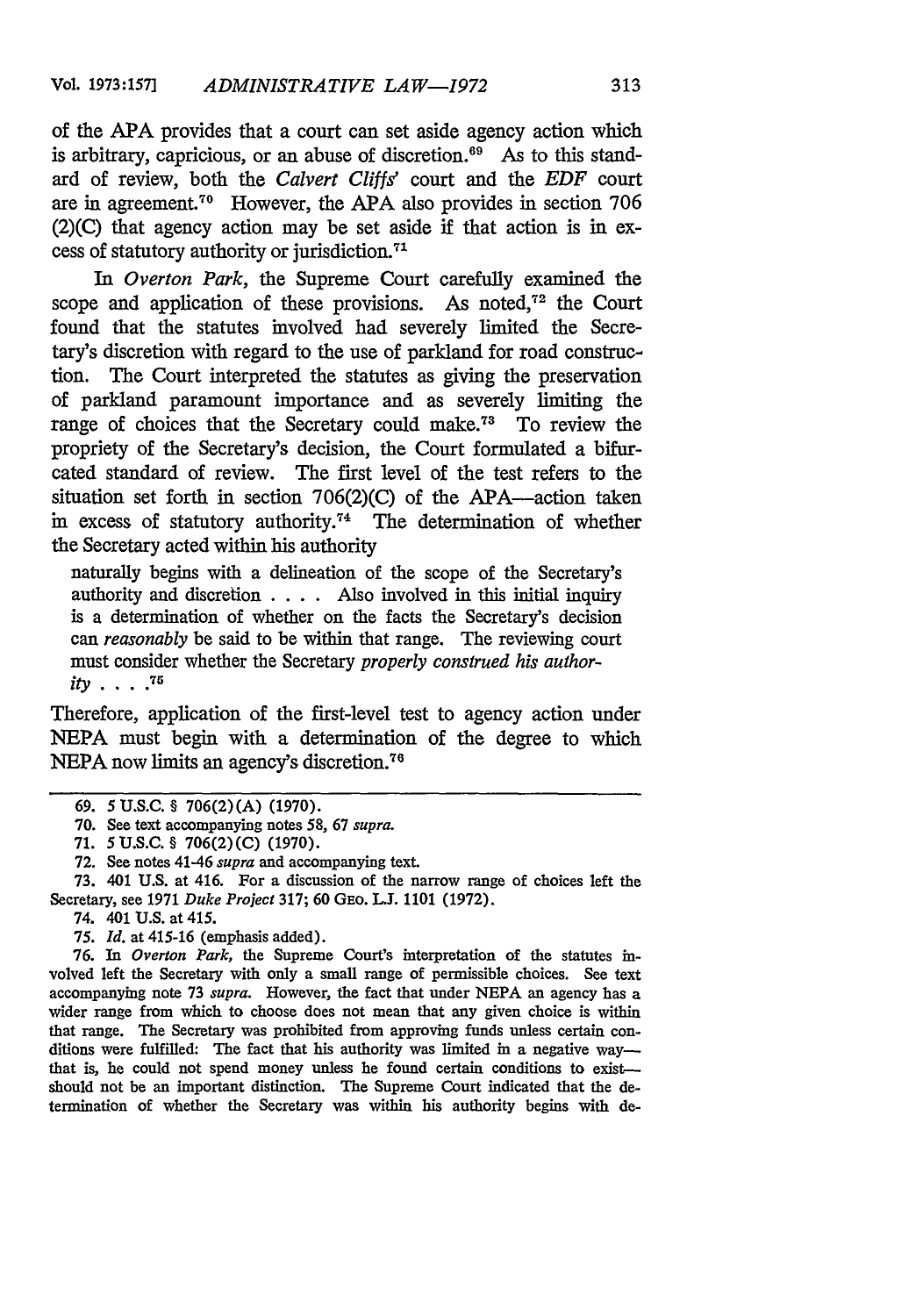of the APA provides that a court can set aside agency action which is arbitrary, capricious, or an abuse of discretion.[69] As to this standard of review, both the *Calvert Cliffs'* court and the *EDF* court are in agreement.[70] However, the APA also provides in section 706 (2)(C) that agency action may be set aside if that action is in excess of statutory authority or jurisdiction.[71]

In *Overton Park*, the Supreme Court carefully examined the scope and application of these provisions. As noted,[72] the Court found that the statutes involved had severely limited the Secretary's discretion with regard to the use of parkland for road construction. The Court interpreted the statutes as giving the preservation of parkland paramount importance and as severely limiting the range of choices that the Secretary could make.[73] To review the propriety of the Secretary's decision, the Court formulated a bifurcated standard of review. The first level of the test refers to the situation set forth in section 706(2)(C) of the APA—action taken in excess of statutory authority.[74] The determination of whether the Secretary acted within his authority

> naturally begins with a delineation of the scope of the Secretary's authority and discretion . . . . Also involved in this initial inquiry is a determination of whether on the facts the Secretary's decision can *reasonably* be said to be within that range. The reviewing court must consider whether the Secretary *properly construed his authority* . . . .[75]

Therefore, application of the first-level test to agency action under NEPA must begin with a determination of the degree to which NEPA now limits an agency's discretion.[76]

---

69. 5 U.S.C. § 706(2)(A) (1970).

70. See text accompanying notes 58, 67 *supra*.

71. 5 U.S.C. § 706(2)(C) (1970).

72. See notes 41-46 *supra* and accompanying text.

73. 401 U.S. at 416. For a discussion of the narrow range of choices left the Secretary, see 1971 *Duke Project* 317; 60 GEO. L.J. 1101 (1972).

74. 401 U.S. at 415.

75. *Id.* at 415-16 (emphasis added).

76. In *Overton Park*, the Supreme Court's interpretation of the statutes involved left the Secretary with only a small range of permissible choices. See text accompanying note 73 *supra*. However, the fact that under NEPA an agency has a wider range from which to choose does not mean that any given choice is within that range. The Secretary was prohibited from approving funds unless certain conditions were fulfilled: The fact that his authority was limited in a negative way—that is, he could not spend money unless he found certain conditions to exist—should not be an important distinction. The Supreme Court indicated that the determination of whether the Secretary was within his authority begins with de-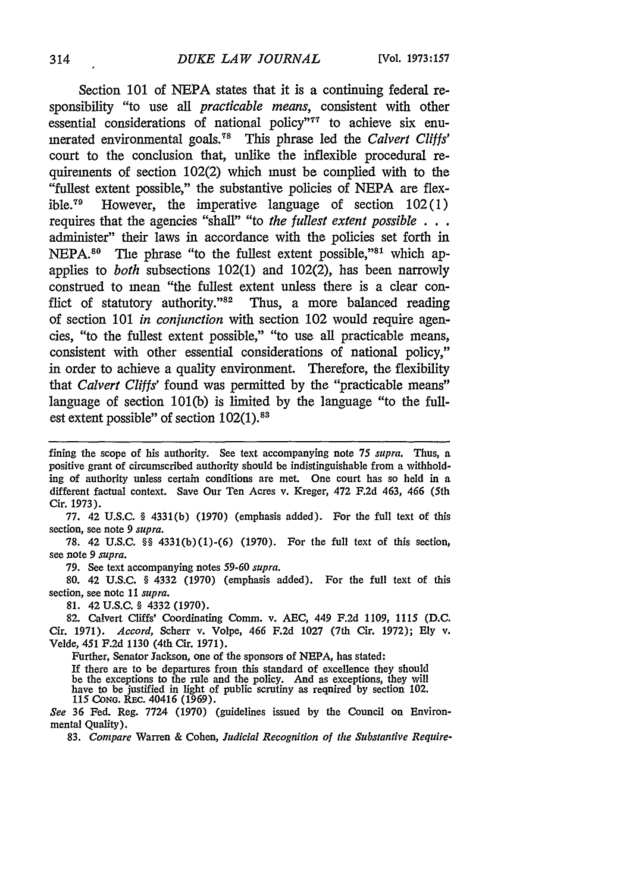Section 101 of NEPA states that it is a continuing federal responsibility "to use all *practicable means*, consistent with other essential considerations of national policy"[77] to achieve six enumerated environmental goals.[78] This phrase led the *Calvert Cliffs'* court to the conclusion that, unlike the inflexible procedural requirements of section 102(2) which must be complied with to the "fullest extent possible," the substantive policies of NEPA are flexible.[79] However, the imperative language of section 102(1) requires that the agencies "shall" "to *the fullest extent possible* . . . administer" their laws in accordance with the policies set forth in NEPA.[80] The phrase "to the fullest extent possible,"[81] which applies to *both* subsections 102(1) and 102(2), has been narrowly construed to mean "the fullest extent unless there is a clear conflict of statutory authority."[82] Thus, a more balanced reading of section 101 *in conjunction* with section 102 would require agencies, "to the fullest extent possible," "to use all practicable means, consistent with other essential considerations of national policy," in order to achieve a quality environment. Therefore, the flexibility that *Calvert Cliffs'* found was permitted by the "practicable means" language of section 101(b) is limited by the language "to the fullest extent possible" of section 102(1).[83]

---

fining the scope of his authority. See text accompanying note 75 *supra*. Thus, a positive grant of circumscribed authority should be indistinguishable from a withholding of authority unless certain conditions are met. One court has so held in a different factual context. Save Our Ten Acres v. Kreger, 472 F.2d 463, 466 (5th Cir. 1973).

77. 42 U.S.C. § 4331(b) (1970) (emphasis added). For the full text of this section, see note 9 *supra*.

78. 42 U.S.C. §§ 4331(b)(1)-(6) (1970). For the full text of this section, see note 9 *supra*.

79. See text accompanying notes 59-60 *supra*.

80. 42 U.S.C. § 4332 (1970) (emphasis added). For the full text of this section, see note 11 *supra*.

81. 42 U.S.C. § 4332 (1970).

82. Calvert Cliffs' Coordinating Comm. v. AEC, 449 F.2d 1109, 1115 (D.C. Cir. 1971). *Accord*, Scherr v. Volpe, 466 F.2d 1027 (7th Cir. 1972); Ely v. Velde, 451 F.2d 1130 (4th Cir. 1971).

Further, Senator Jackson, one of the sponsors of NEPA, has stated:

> If there are to be departures from this standard of excellence they should be the exceptions to the rule and the policy. And as exceptions, they will have to be justified in light of public scrutiny as reqnired by section 102. 115 CONG. REC. 40416 (1969).

*See* 36 Fed. Reg. 7724 (1970) (guidelines issued by the Council on Environmental Quality).

83. *Compare* Warren & Cohen, *Judicial Recognition of the Substantive Require-*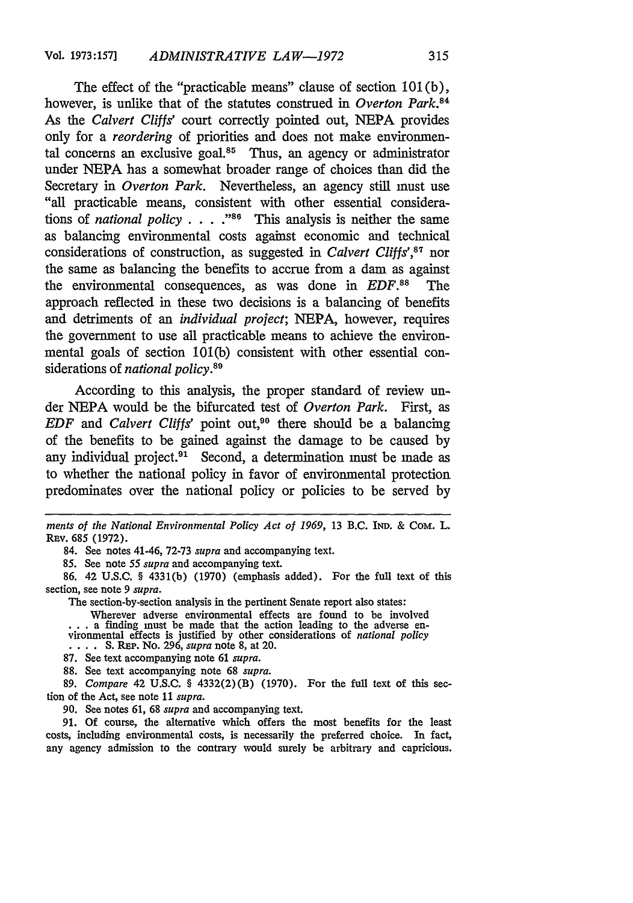The effect of the "practicable means" clause of section 101(b), however, is unlike that of the statutes construed in *Overton Park*.[84] As the *Calvert Cliffs'* court correctly pointed out, NEPA provides only for a *reordering* of priorities and does not make environmental concerns an exclusive goal.[85] Thus, an agency or administrator under NEPA has a somewhat broader range of choices than did the Secretary in *Overton Park*. Nevertheless, an agency still must use "all practicable means, consistent with other essential considerations of *national policy* . . . ."[86] This analysis is neither the same as balancing environmental costs against economic and technical considerations of construction, as suggested in *Calvert Cliffs'*,[87] nor the same as balancing the benefits to accrue from a dam as against the environmental consequences, as was done in *EDF*.[88] The approach reflected in these two decisions is a balancing of benefits and detriments of an *individual project*; NEPA, however, requires the government to use all practicable means to achieve the environmental goals of section 101(b) consistent with other essential considerations of *national policy*.[89]

According to this analysis, the proper standard of review under NEPA would be the bifurcated test of *Overton Park*. First, as *EDF* and *Calvert Cliffs'* point out,[90] there should be a balancing of the benefits to be gained against the damage to be caused by any individual project.[91] Second, a determination must be made as to whether the national policy in favor of environmental protection predominates over the national policy or policies to be served by

---

*ments of the National Environmental Policy Act of 1969*, 13 B.C. IND. & COM. L. REV. 685 (1972).

84. See notes 41-46, 72-73 *supra* and accompanying text.

85. See note 55 *supra* and accompanying text.

86. 42 U.S.C. § 4331(b) (1970) (emphasis added). For the full text of this section, see note 9 *supra*.

The section-by-section analysis in the pertinent Senate report also states:

> Wherever adverse environmental effects are found to be involved . . . a finding must be made that the action leading to the adverse environmental effects is justified by other considerations of *national policy* . . . . S. REP. No. 296, *supra* note 8, at 20.

87. See text accompanying note 61 *supra*.

88. See text accompanying note 68 *supra*.

89. *Compare* 42 U.S.C. § 4332(2)(B) (1970). For the full text of this section of the Act, see note 11 *supra*.

90. See notes 61, 68 *supra* and accompanying text.

91. Of course, the alternative which offers the most benefits for the least costs, including environmental costs, is necessarily the preferred choice. In fact, any agency admission to the contrary would surely be arbitrary and capricious.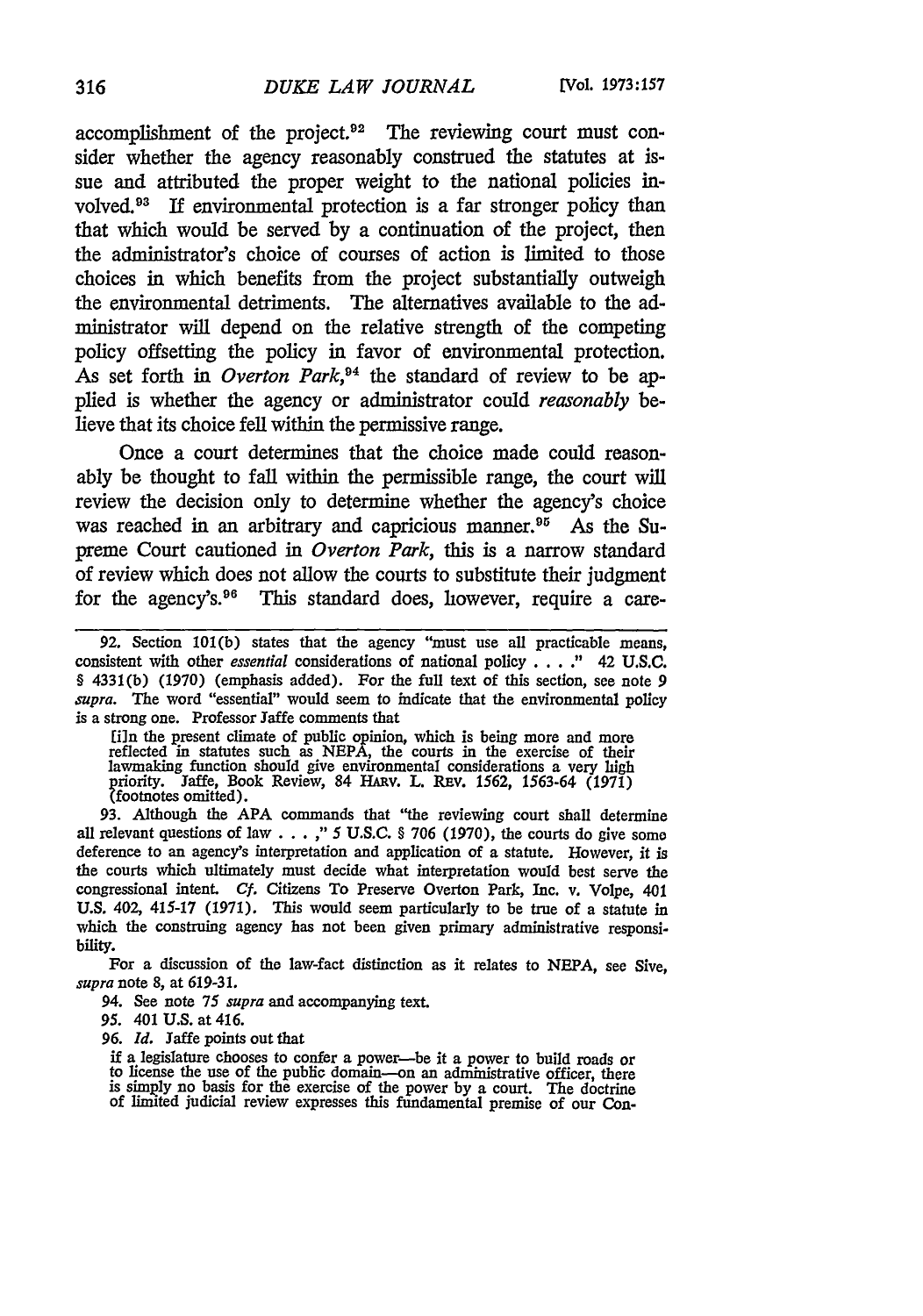accomplishment of the project.[92] The reviewing court must consider whether the agency reasonably construed the statutes at issue and attributed the proper weight to the national policies involved.[93] If environmental protection is a far stronger policy than that which would be served by a continuation of the project, then the administrator's choice of courses of action is limited to those choices in which benefits from the project substantially outweigh the environmental detriments. The alternatives available to the administrator will depend on the relative strength of the competing policy offsetting the policy in favor of environmental protection. As set forth in *Overton Park*,[94] the standard of review to be applied is whether the agency or administrator could *reasonably* believe that its choice fell within the permissive range.

Once a court determines that the choice made could reasonably be thought to fall within the permissible range, the court will review the decision only to determine whether the agency's choice was reached in an arbitrary and capricious manner.[95] As the Supreme Court cautioned in *Overton Park*, this is a narrow standard of review which does not allow the courts to substitute their judgment for the agency's.[96] This standard does, however, require a care-

---

92. Section 101(b) states that the agency "must use all practicable means, consistent with other *essential* considerations of national policy . . . ." 42 U.S.C. § 4331(b) (1970) (emphasis added). For the full text of this section, see note 9 *supra*. The word "essential" would seem to indicate that the environmental policy is a strong one. Professor Jaffe comments that

> [i]n the present climate of public opinion, which is being more and more reflected in statutes such as NEPA, the courts in the exercise of their lawmaking function should give environmental considerations a very high priority. Jaffe, Book Review, 84 HARV. L. REV. 1562, 1563-64 (1971) (footnotes omitted).

93. Although the APA commands that "the reviewing court shall determine all relevant questions of law . . . ," 5 U.S.C. § 706 (1970), the courts do give some deference to an agency's interpretation and application of a statute. However, it is the courts which ultimately must decide what interpretation would best serve the congressional intent. *Cf.* Citizens To Preserve Overton Park, Inc. v. Volpe, 401 U.S. 402, 415-17 (1971). This would seem particularly to be true of a statute in which the construing agency has not been given primary administrative responsibility.

For a discussion of the law-fact distinction as it relates to NEPA, see Sive, *supra* note 8, at 619-31.

94. See note 75 *supra* and accompanying text.

95. 401 U.S. at 416.

96. *Id.* Jaffe points out that

> if a legislature chooses to confer a power—be it a power to build roads or to license the use of the public domain—on an administrative officer, there is simply no basis for the exercise of the power by a court. The doctrine of limited judicial review expresses this fundamental premise of our Con-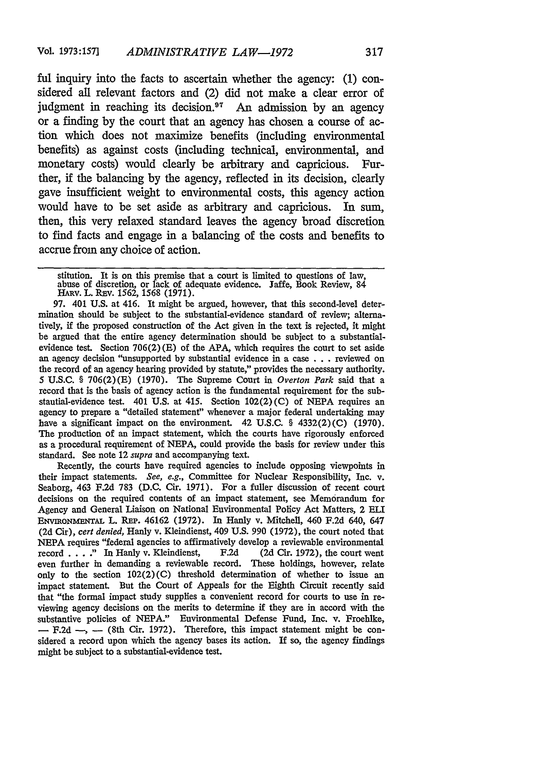ful inquiry into the facts to ascertain whether the agency: (1) considered all relevant factors and (2) did not make a clear error of judgment in reaching its decision.[97] An admission by an agency or a finding by the court that an agency has chosen a course of action which does not maximize benefits (including environmental benefits) as against costs (including technical, environmental, and monetary costs) would clearly be arbitrary and capricious. Further, if the balancing by the agency, reflected in its decision, clearly gave insufficient weight to environmental costs, this agency action would have to be set aside as arbitrary and capricious. In sum, then, this very relaxed standard leaves the agency broad discretion to find facts and engage in a balancing of the costs and benefits to accrue from any choice of action.

---

stitution. It is on this premise that a court is limited to questions of law, abuse of discretion, or lack of adequate evidence. Jaffe, Book Review, 84 HARV. L. REV. 1562, 1568 (1971).

97. 401 U.S. at 416. It might be argued, however, that this second-level determination should be subject to the substantial-evidence standard of review; alternatively, if the proposed construction of the Act given in the text is rejected, it might be argued that the entire agency determination should be subject to a substantial-evidence test. Section 706(2)(E) of the APA, which requires the court to set aside an agency decision "unsupported by substantial evidence in a case . . . reviewed on the record of an agency hearing provided by statute," provides the necessary authority. 5 U.S.C. § 706(2)(E) (1970). The Supreme Court in *Overton Park* said that a record that is the basis of agency action is the fundamental requirement for the substantial-evidence test. 401 U.S. at 415. Section 102(2)(C) of NEPA requires an agency to prepare a "detailed statement" whenever a major federal undertaking may have a significant impact on the environment. 42 U.S.C. § 4332(2)(C) (1970). The production of an impact statement, which the courts have rigorously enforced as a procedural requirement of NEPA, could provide the basis for review under this standard. See note 12 *supra* and accompanying text.

Recently, the courts have required agencies to include opposing viewpoints in their impact statements. *See, e.g.*, Committee for Nuclear Responsibility, Inc. v. Seaborg, 463 F.2d 783 (D.C. Cir. 1971). For a fuller discussion of recent court decisions on the required contents of an impact statement, see Memorandum for Agency and General Liaison on National Environmental Policy Act Matters, 2 ELI ENVIRONMENTAL L. REP. 46162 (1972). In Hanly v. Mitchell, 460 F.2d 640, 647 (2d Cir), *cert denied*, Hanly v. Kleindienst, 409 U.S. 990 (1972), the court noted that NEPA requires "federal agencies to affirmatively develop a reviewable environmental record . . . ." In Hanly v. Kleindienst, F.2d (2d Cir. 1972), the court went even further in demanding a reviewable record. These holdings, however, relate only to the section 102(2)(C) threshold determination of whether to issue an impact statement. But the Court of Appeals for the Eighth Circuit recently said that "the formal impact study supplies a convenient record for courts to use in reviewing agency decisions on the merits to determine if they are in accord with the substantive policies of NEPA." Environmental Defense Fund, Inc. v. Froehlke, — F.2d —, — (8th Cir. 1972). Therefore, this impact statement might be considered a record upon which the agency bases its action. If so, the agency findings might be subject to a substantial-evidence test.